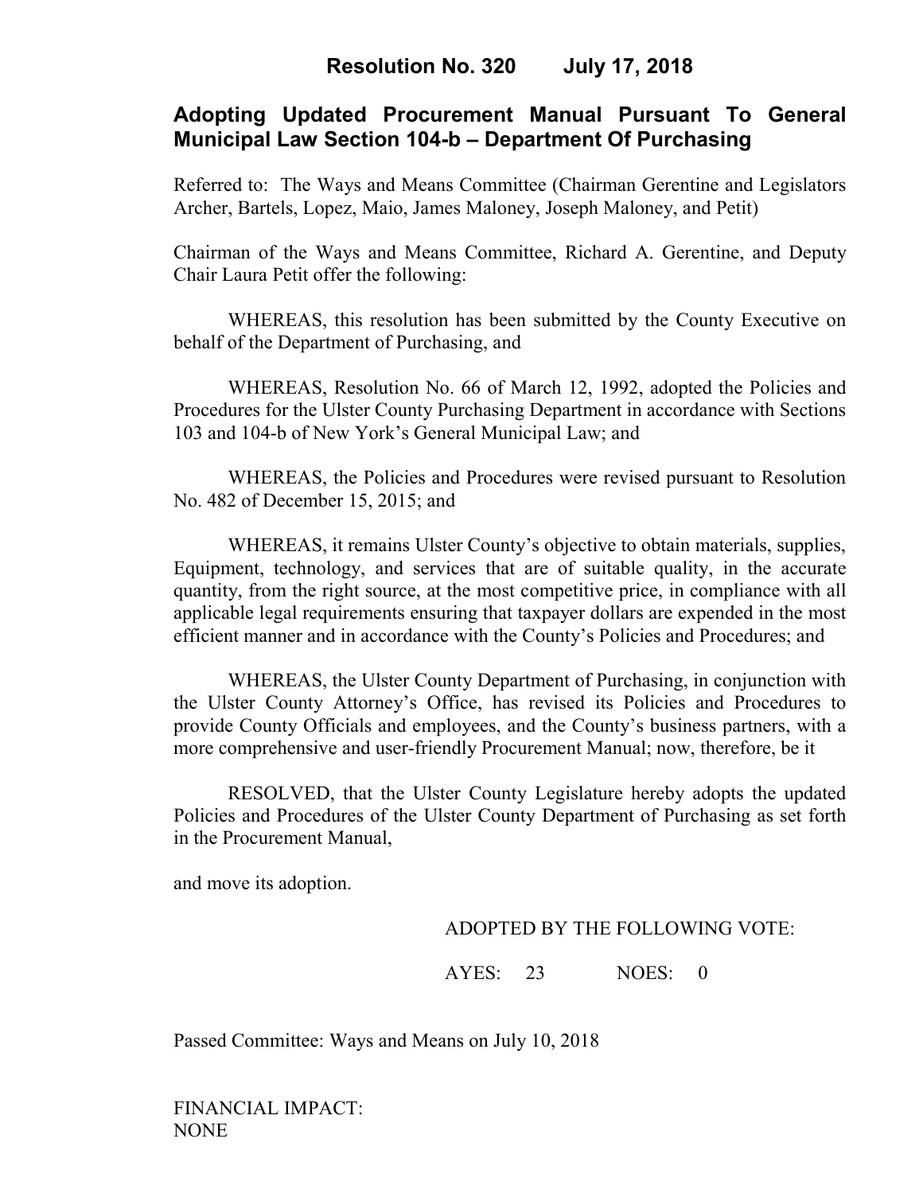# Resolution No. 320 July 17, 2018

## Adopting Updated Procurement Manual Pursuant To General Municipal Law Section 104-b – Department Of Purchasing

Referred to: The Ways and Means Committee (Chairman Gerentine and Legislators Archer, Bartels, Lopez, Maio, James Maloney, Joseph Maloney, and Petit)

Chairman of the Ways and Means Committee, Richard A. Gerentine, and Deputy Chair Laura Petit offer the following:

WHEREAS, this resolution has been submitted by the County Executive on behalf of the Department of Purchasing, and

WHEREAS, Resolution No. 66 of March 12, 1992, adopted the Policies and Procedures for the Ulster County Purchasing Department in accordance with Sections 103 and 104-b of New York's General Municipal Law; and

WHEREAS, the Policies and Procedures were revised pursuant to Resolution No. 482 of December 15, 2015; and

WHEREAS, it remains Ulster County's objective to obtain materials, supplies, Equipment, technology, and services that are of suitable quality, in the accurate quantity, from the right source, at the most competitive price, in compliance with all applicable legal requirements ensuring that taxpayer dollars are expended in the most efficient manner and in accordance with the County's Policies and Procedures; and

WHEREAS, the Ulster County Department of Purchasing, in conjunction with the Ulster County Attorney's Office, has revised its Policies and Procedures to provide County Officials and employees, and the County's business partners, with a more comprehensive and user-friendly Procurement Manual; now, therefore, be it

RESOLVED, that the Ulster County Legislature hereby adopts the updated Policies and Procedures of the Ulster County Department of Purchasing as set forth in the Procurement Manual,

and move its adoption.

ADOPTED BY THE FOLLOWING VOTE:

AYES: 23 NOES: 0

Passed Committee: Ways and Means on July 10, 2018

FINANCIAL IMPACT:
NONE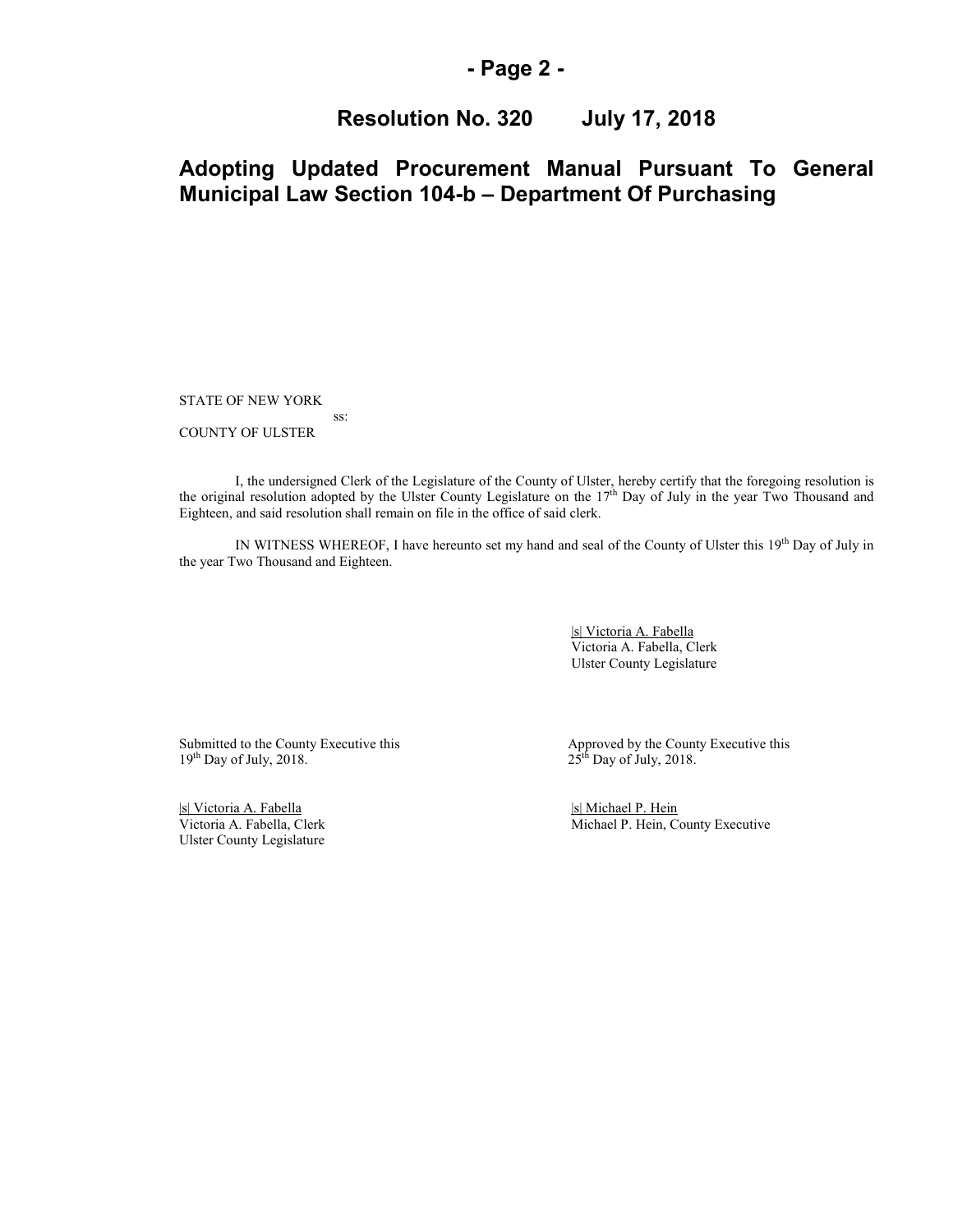## Resolution No. 320 July 17, 2018

# Adopting Updated Procurement Manual Pursuant To General Municipal Law Section 104-b – Department Of Purchasing

STATE OF NEW YORK
ss:
COUNTY OF ULSTER

I, the undersigned Clerk of the Legislature of the County of Ulster, hereby certify that the foregoing resolution is the original resolution adopted by the Ulster County Legislature on the 17th Day of July in the year Two Thousand and Eighteen, and said resolution shall remain on file in the office of said clerk.

IN WITNESS WHEREOF, I have hereunto set my hand and seal of the County of Ulster this 19th Day of July in the year Two Thousand and Eighteen.

|s| Victoria A. Fabella
Victoria A. Fabella, Clerk
Ulster County Legislature

Submitted to the County Executive this 19th Day of July, 2018.

|s| Victoria A. Fabella
Victoria A. Fabella, Clerk
Ulster County Legislature

Approved by the County Executive this 25th Day of July, 2018.

|s| Michael P. Hein
Michael P. Hein, County Executive